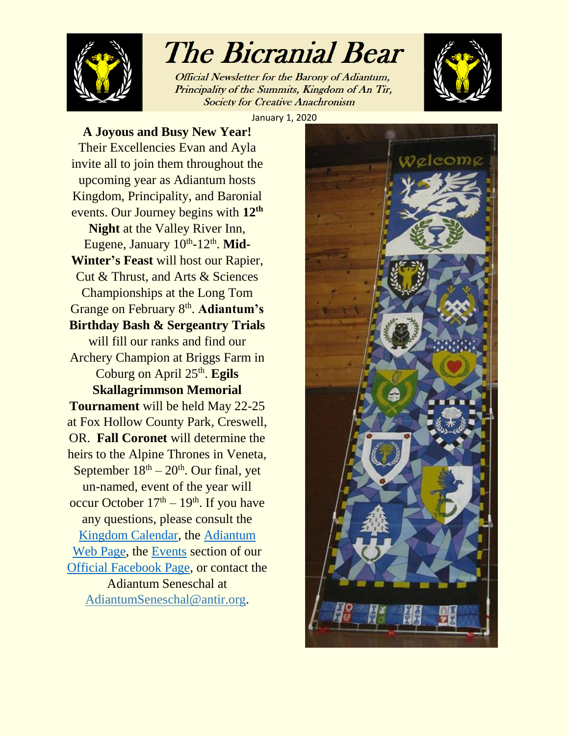# The Bicranial Bear

*Official Newsletter for the Barony of Adiantum, Principality of the Summits, Kingdom of An Tir, Society for Creative Anachronism*

January 1, 2020

**A Joyous and Busy New Year!**

Their Excellencies Evan and Ayla invite all to join them throughout the upcoming year as Adiantum hosts Kingdom, Principality, and Baronial events. Our Journey begins with **12th Night** at the Valley River Inn, Eugene, January 10th-12th. **Mid-Winter's Feast** will host our Rapier, Cut & Thrust, and Arts & Sciences Championships at the Long Tom Grange on February 8th. **Adiantum's Birthday Bash & Sergeantry Trials** will fill our ranks and find our Archery Champion at Briggs Farm in Coburg on April 25th. **Egils Skallagrimmson Memorial Tournament** will be held May 22-25 at Fox Hollow County Park, Creswell, OR. **Fall Coronet** will determine the heirs to the Alpine Thrones in Veneta, September 18th – 20th. Our final, yet un-named, event of the year will occur October 17th – 19th. If you have any questions, please consult the Kingdom Calendar, the Adiantum Web Page, the Events section of our Official Facebook Page, or contact the Adiantum Seneschal at AdiantumSeneschal@antir.org.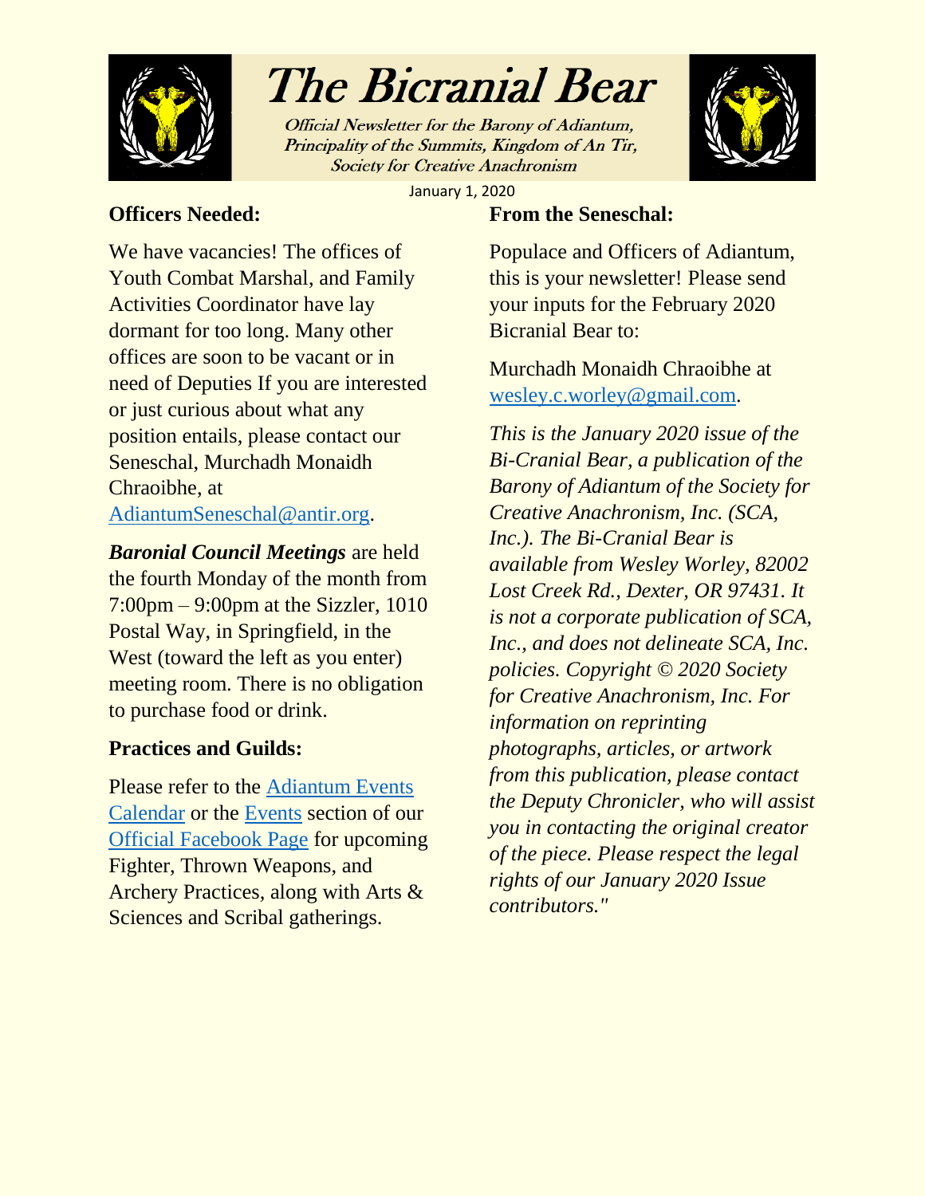# The Bicranial Bear

*Official Newsletter for the Barony of Adiantum, Principality of the Summits, Kingdom of An Tir, Society for Creative Anachronism*

January 1, 2020

**Officers Needed:**

We have vacancies! The offices of Youth Combat Marshal, and Family Activities Coordinator have lay dormant for too long. Many other offices are soon to be vacant or in need of Deputies If you are interested or just curious about what any position entails, please contact our Seneschal, Murchadh Monaidh Chraoibhe, at AdiantumSeneschal@antir.org.

***Baronial Council Meetings*** are held the fourth Monday of the month from 7:00pm – 9:00pm at the Sizzler, 1010 Postal Way, in Springfield, in the West (toward the left as you enter) meeting room. There is no obligation to purchase food or drink.

**Practices and Guilds:**

Please refer to the Adiantum Events Calendar or the Events section of our Official Facebook Page for upcoming Fighter, Thrown Weapons, and Archery Practices, along with Arts & Sciences and Scribal gatherings.

**From the Seneschal:**

Populace and Officers of Adiantum, this is your newsletter! Please send your inputs for the February 2020 Bicranial Bear to:

Murchadh Monaidh Chraoibhe at wesley.c.worley@gmail.com.

*This is the January 2020 issue of the Bi-Cranial Bear, a publication of the Barony of Adiantum of the Society for Creative Anachronism, Inc. (SCA, Inc.). The Bi-Cranial Bear is available from Wesley Worley, 82002 Lost Creek Rd., Dexter, OR 97431. It is not a corporate publication of SCA, Inc., and does not delineate SCA, Inc. policies. Copyright © 2020 Society for Creative Anachronism, Inc. For information on reprinting photographs, articles, or artwork from this publication, please contact the Deputy Chronicler, who will assist you in contacting the original creator of the piece. Please respect the legal rights of our January 2020 Issue contributors."*